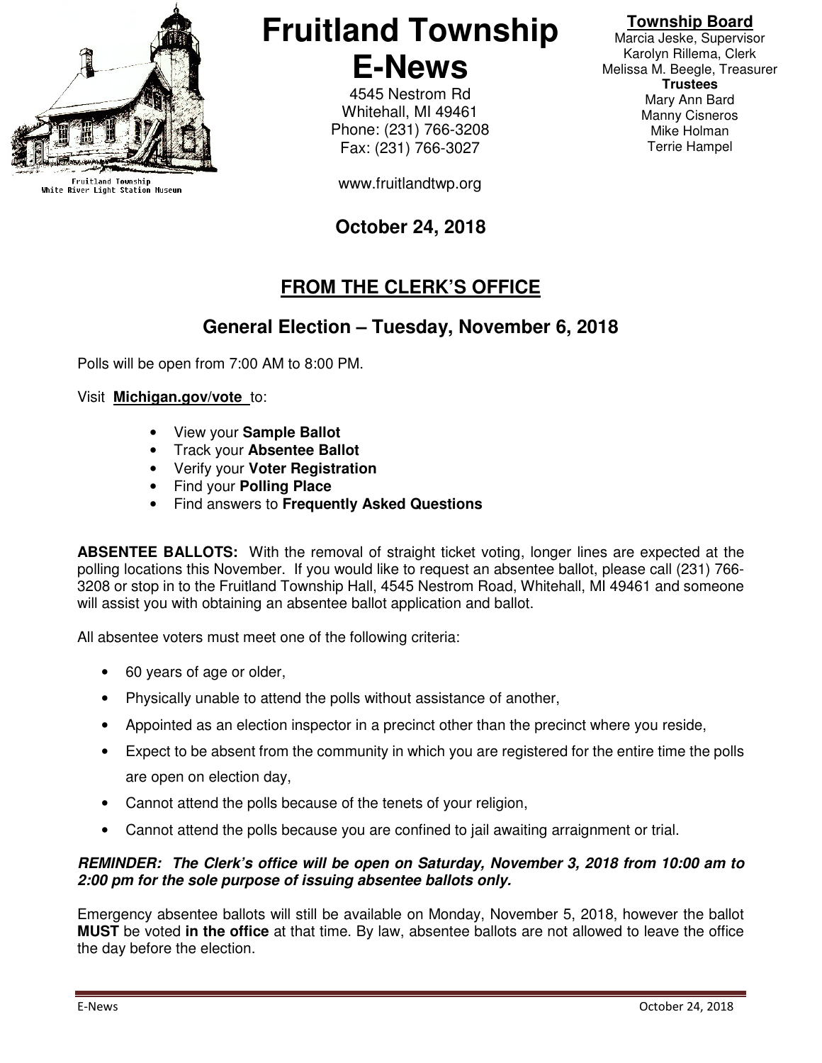Fruitland Township
White River Light Station Museum

# Fruitland Township E-News

4545 Nestrom Rd
Whitehall, MI 49461
Phone: (231) 766-3208
Fax: (231) 766-3027

www.fruitlandtwp.org

**Township Board**
Marcia Jeske, Supervisor
Karolyn Rillema, Clerk
Melissa M. Beegle, Treasurer
**Trustees**
Mary Ann Bard
Manny Cisneros
Mike Holman
Terrie Hampel

**October 24, 2018**

## FROM THE CLERK'S OFFICE

### General Election – Tuesday, November 6, 2018

Polls will be open from 7:00 AM to 8:00 PM.

Visit **Michigan.gov/vote** to:

- View your **Sample Ballot**
- Track your **Absentee Ballot**
- Verify your **Voter Registration**
- Find your **Polling Place**
- Find answers to **Frequently Asked Questions**

**ABSENTEE BALLOTS:** With the removal of straight ticket voting, longer lines are expected at the polling locations this November. If you would like to request an absentee ballot, please call (231) 766-3208 or stop in to the Fruitland Township Hall, 4545 Nestrom Road, Whitehall, MI 49461 and someone will assist you with obtaining an absentee ballot application and ballot.

All absentee voters must meet one of the following criteria:

- 60 years of age or older,
- Physically unable to attend the polls without assistance of another,
- Appointed as an election inspector in a precinct other than the precinct where you reside,
- Expect to be absent from the community in which you are registered for the entire time the polls are open on election day,
- Cannot attend the polls because of the tenets of your religion,
- Cannot attend the polls because you are confined to jail awaiting arraignment or trial.

***REMINDER: The Clerk's office will be open on Saturday, November 3, 2018 from 10:00 am to 2:00 pm for the sole purpose of issuing absentee ballots only.***

Emergency absentee ballots will still be available on Monday, November 5, 2018, however the ballot **MUST** be voted **in the office** at that time. By law, absentee ballots are not allowed to leave the office the day before the election.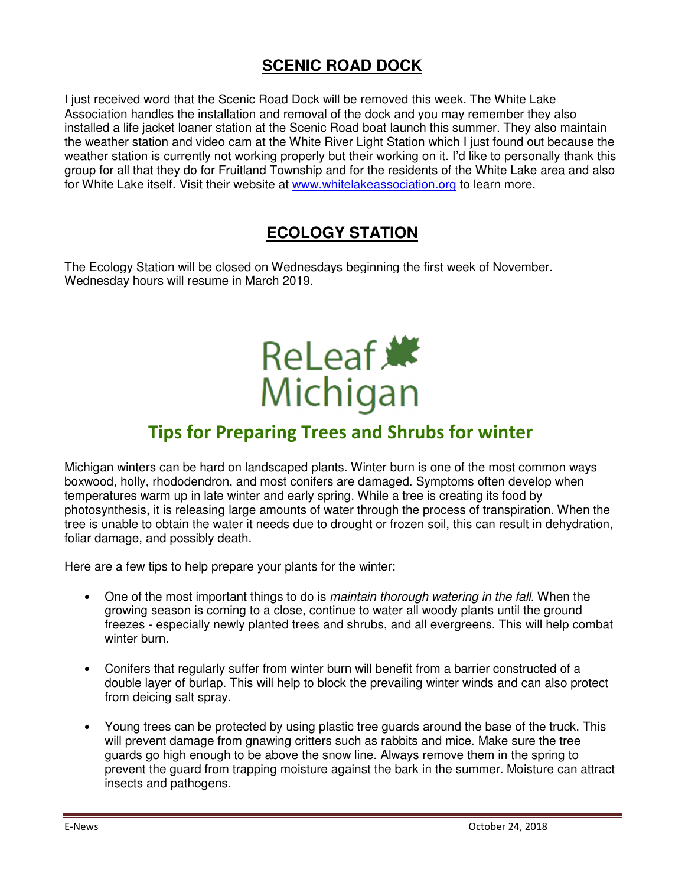## SCENIC ROAD DOCK

I just received word that the Scenic Road Dock will be removed this week. The White Lake Association handles the installation and removal of the dock and you may remember they also installed a life jacket loaner station at the Scenic Road boat launch this summer. They also maintain the weather station and video cam at the White River Light Station which I just found out because the weather station is currently not working properly but their working on it. I'd like to personally thank this group for all that they do for Fruitland Township and for the residents of the White Lake area and also for White Lake itself. Visit their website at [www.whitelakeassociation.org](http://www.whitelakeassociation.org) to learn more.

## ECOLOGY STATION

The Ecology Station will be closed on Wednesdays beginning the first week of November. Wednesday hours will resume in March 2019.

ReLeaf Michigan

## Tips for Preparing Trees and Shrubs for winter

Michigan winters can be hard on landscaped plants. Winter burn is one of the most common ways boxwood, holly, rhododendron, and most conifers are damaged. Symptoms often develop when temperatures warm up in late winter and early spring. While a tree is creating its food by photosynthesis, it is releasing large amounts of water through the process of transpiration. When the tree is unable to obtain the water it needs due to drought or frozen soil, this can result in dehydration, foliar damage, and possibly death.

Here are a few tips to help prepare your plants for the winter:

- One of the most important things to do is *maintain thorough watering in the fall*. When the growing season is coming to a close, continue to water all woody plants until the ground freezes - especially newly planted trees and shrubs, and all evergreens. This will help combat winter burn.

- Conifers that regularly suffer from winter burn will benefit from a barrier constructed of a double layer of burlap. This will help to block the prevailing winter winds and can also protect from deicing salt spray.

- Young trees can be protected by using plastic tree guards around the base of the truck. This will prevent damage from gnawing critters such as rabbits and mice. Make sure the tree guards go high enough to be above the snow line. Always remove them in the spring to prevent the guard from trapping moisture against the bark in the summer. Moisture can attract insects and pathogens.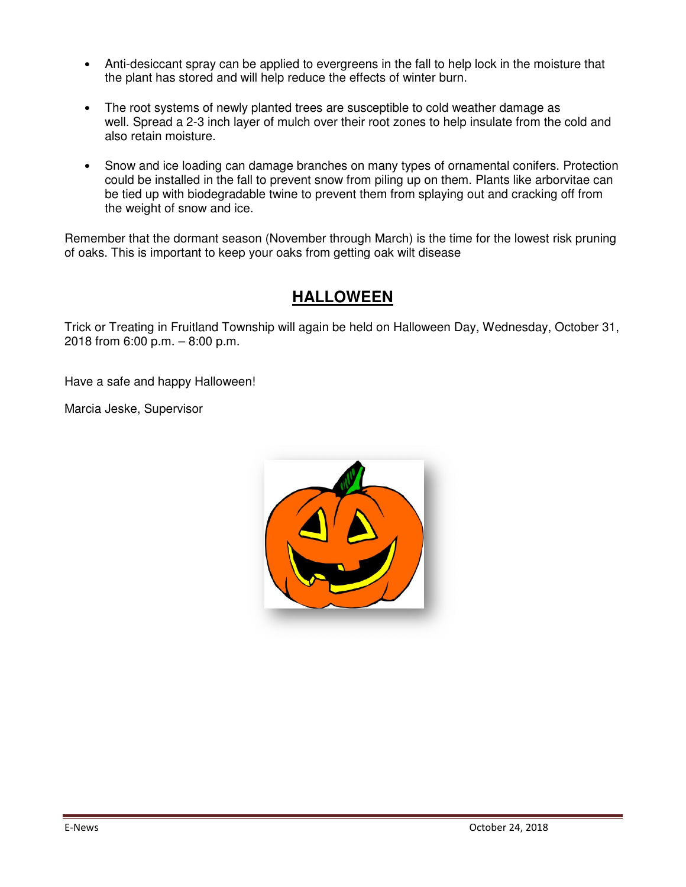- Anti-desiccant spray can be applied to evergreens in the fall to help lock in the moisture that the plant has stored and will help reduce the effects of winter burn.

- The root systems of newly planted trees are susceptible to cold weather damage as well. Spread a 2-3 inch layer of mulch over their root zones to help insulate from the cold and also retain moisture.

- Snow and ice loading can damage branches on many types of ornamental conifers. Protection could be installed in the fall to prevent snow from piling up on them. Plants like arborvitae can be tied up with biodegradable twine to prevent them from splaying out and cracking off from the weight of snow and ice.

Remember that the dormant season (November through March) is the time for the lowest risk pruning of oaks. This is important to keep your oaks from getting oak wilt disease

## HALLOWEEN

Trick or Treating in Fruitland Township will again be held on Halloween Day, Wednesday, October 31, 2018 from 6:00 p.m. – 8:00 p.m.

Have a safe and happy Halloween!

Marcia Jeske, Supervisor